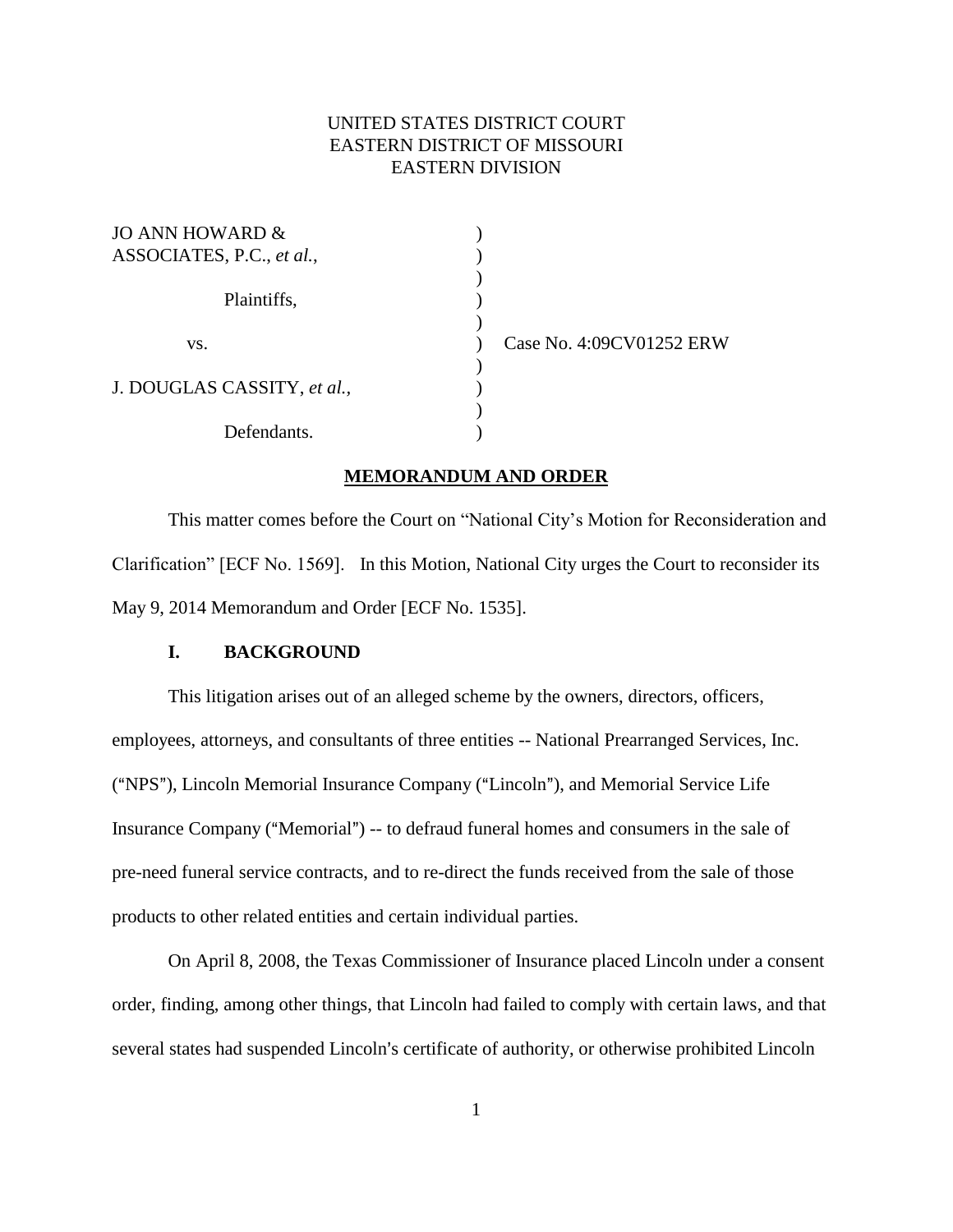UNITED STATES DISTRICT COURT
EASTERN DISTRICT OF MISSOURI
EASTERN DIVISION

JO ANN HOWARD & ASSOCIATES, P.C., *et al.*,

Plaintiffs,

vs.

J. DOUGLAS CASSITY, *et al.*,

Defendants.

Case No. 4:09CV01252 ERW

## MEMORANDUM AND ORDER

This matter comes before the Court on "National City's Motion for Reconsideration and Clarification" [ECF No. 1569]. In this Motion, National City urges the Court to reconsider its May 9, 2014 Memorandum and Order [ECF No. 1535].

### I. BACKGROUND

This litigation arises out of an alleged scheme by the owners, directors, officers, employees, attorneys, and consultants of three entities -- National Prearranged Services, Inc. ("NPS"), Lincoln Memorial Insurance Company ("Lincoln"), and Memorial Service Life Insurance Company ("Memorial") -- to defraud funeral homes and consumers in the sale of pre-need funeral service contracts, and to re-direct the funds received from the sale of those products to other related entities and certain individual parties.

On April 8, 2008, the Texas Commissioner of Insurance placed Lincoln under a consent order, finding, among other things, that Lincoln had failed to comply with certain laws, and that several states had suspended Lincoln's certificate of authority, or otherwise prohibited Lincoln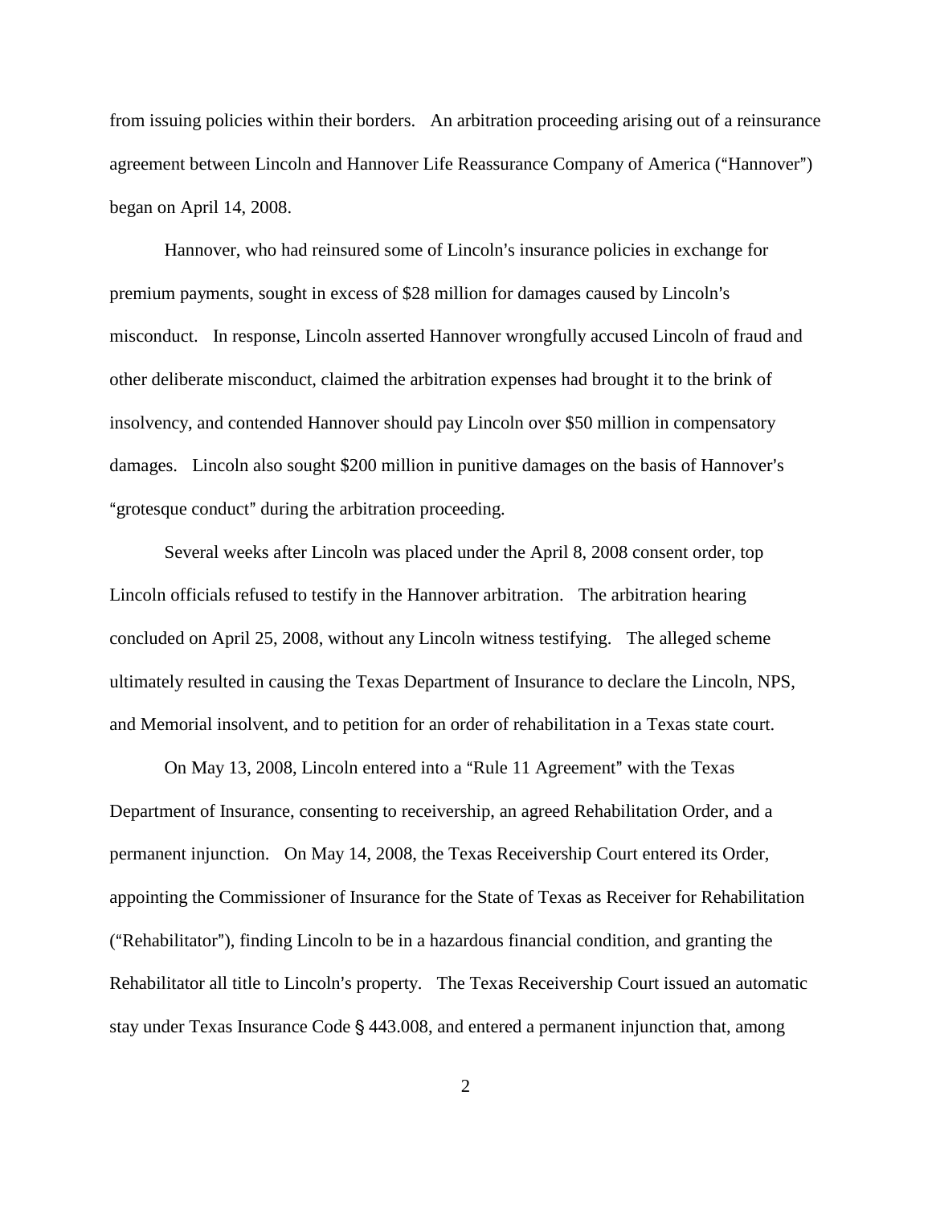from issuing policies within their borders. An arbitration proceeding arising out of a reinsurance agreement between Lincoln and Hannover Life Reassurance Company of America ("Hannover") began on April 14, 2008.

Hannover, who had reinsured some of Lincoln's insurance policies in exchange for premium payments, sought in excess of $28 million for damages caused by Lincoln's misconduct. In response, Lincoln asserted Hannover wrongfully accused Lincoln of fraud and other deliberate misconduct, claimed the arbitration expenses had brought it to the brink of insolvency, and contended Hannover should pay Lincoln over $50 million in compensatory damages. Lincoln also sought $200 million in punitive damages on the basis of Hannover's "grotesque conduct" during the arbitration proceeding.

Several weeks after Lincoln was placed under the April 8, 2008 consent order, top Lincoln officials refused to testify in the Hannover arbitration. The arbitration hearing concluded on April 25, 2008, without any Lincoln witness testifying. The alleged scheme ultimately resulted in causing the Texas Department of Insurance to declare the Lincoln, NPS, and Memorial insolvent, and to petition for an order of rehabilitation in a Texas state court.

On May 13, 2008, Lincoln entered into a "Rule 11 Agreement" with the Texas Department of Insurance, consenting to receivership, an agreed Rehabilitation Order, and a permanent injunction. On May 14, 2008, the Texas Receivership Court entered its Order, appointing the Commissioner of Insurance for the State of Texas as Receiver for Rehabilitation ("Rehabilitator"), finding Lincoln to be in a hazardous financial condition, and granting the Rehabilitator all title to Lincoln's property. The Texas Receivership Court issued an automatic stay under Texas Insurance Code § 443.008, and entered a permanent injunction that, among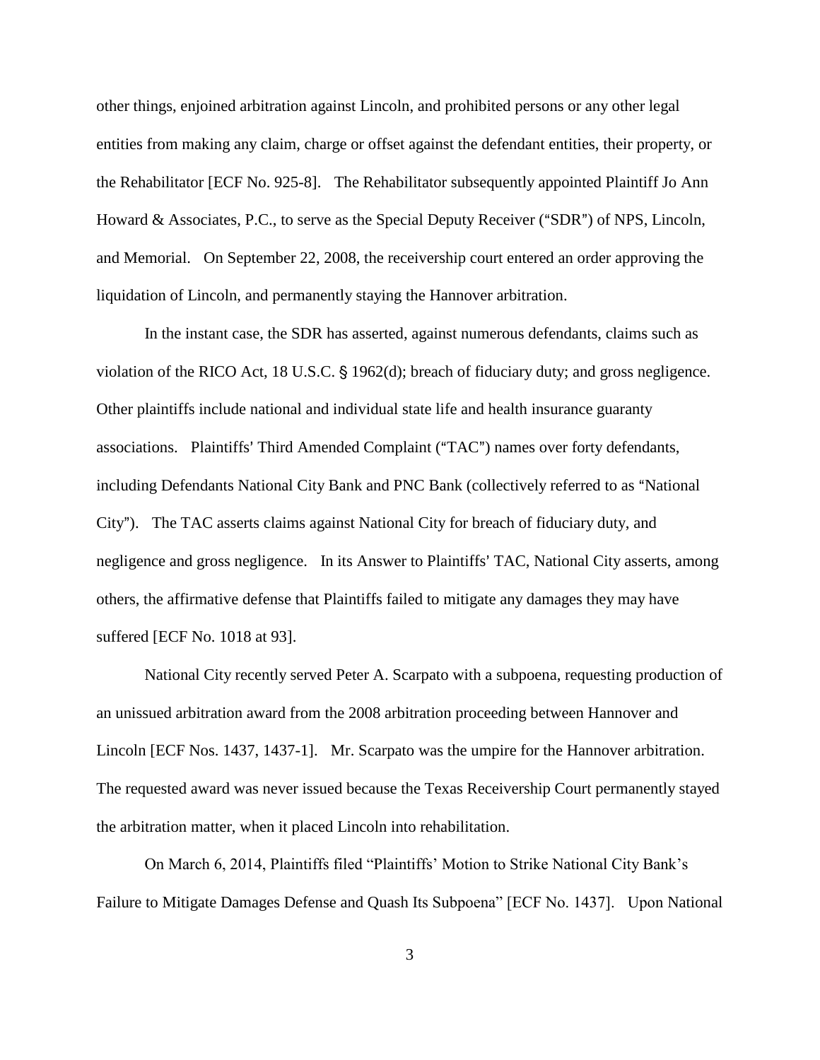other things, enjoined arbitration against Lincoln, and prohibited persons or any other legal entities from making any claim, charge or offset against the defendant entities, their property, or the Rehabilitator [ECF No. 925-8]. The Rehabilitator subsequently appointed Plaintiff Jo Ann Howard & Associates, P.C., to serve as the Special Deputy Receiver ("SDR") of NPS, Lincoln, and Memorial. On September 22, 2008, the receivership court entered an order approving the liquidation of Lincoln, and permanently staying the Hannover arbitration.

In the instant case, the SDR has asserted, against numerous defendants, claims such as violation of the RICO Act, 18 U.S.C. § 1962(d); breach of fiduciary duty; and gross negligence. Other plaintiffs include national and individual state life and health insurance guaranty associations. Plaintiffs' Third Amended Complaint ("TAC") names over forty defendants, including Defendants National City Bank and PNC Bank (collectively referred to as "National City"). The TAC asserts claims against National City for breach of fiduciary duty, and negligence and gross negligence. In its Answer to Plaintiffs' TAC, National City asserts, among others, the affirmative defense that Plaintiffs failed to mitigate any damages they may have suffered [ECF No. 1018 at 93].

National City recently served Peter A. Scarpato with a subpoena, requesting production of an unissued arbitration award from the 2008 arbitration proceeding between Hannover and Lincoln [ECF Nos. 1437, 1437-1]. Mr. Scarpato was the umpire for the Hannover arbitration. The requested award was never issued because the Texas Receivership Court permanently stayed the arbitration matter, when it placed Lincoln into rehabilitation.

On March 6, 2014, Plaintiffs filed "Plaintiffs' Motion to Strike National City Bank's Failure to Mitigate Damages Defense and Quash Its Subpoena" [ECF No. 1437]. Upon National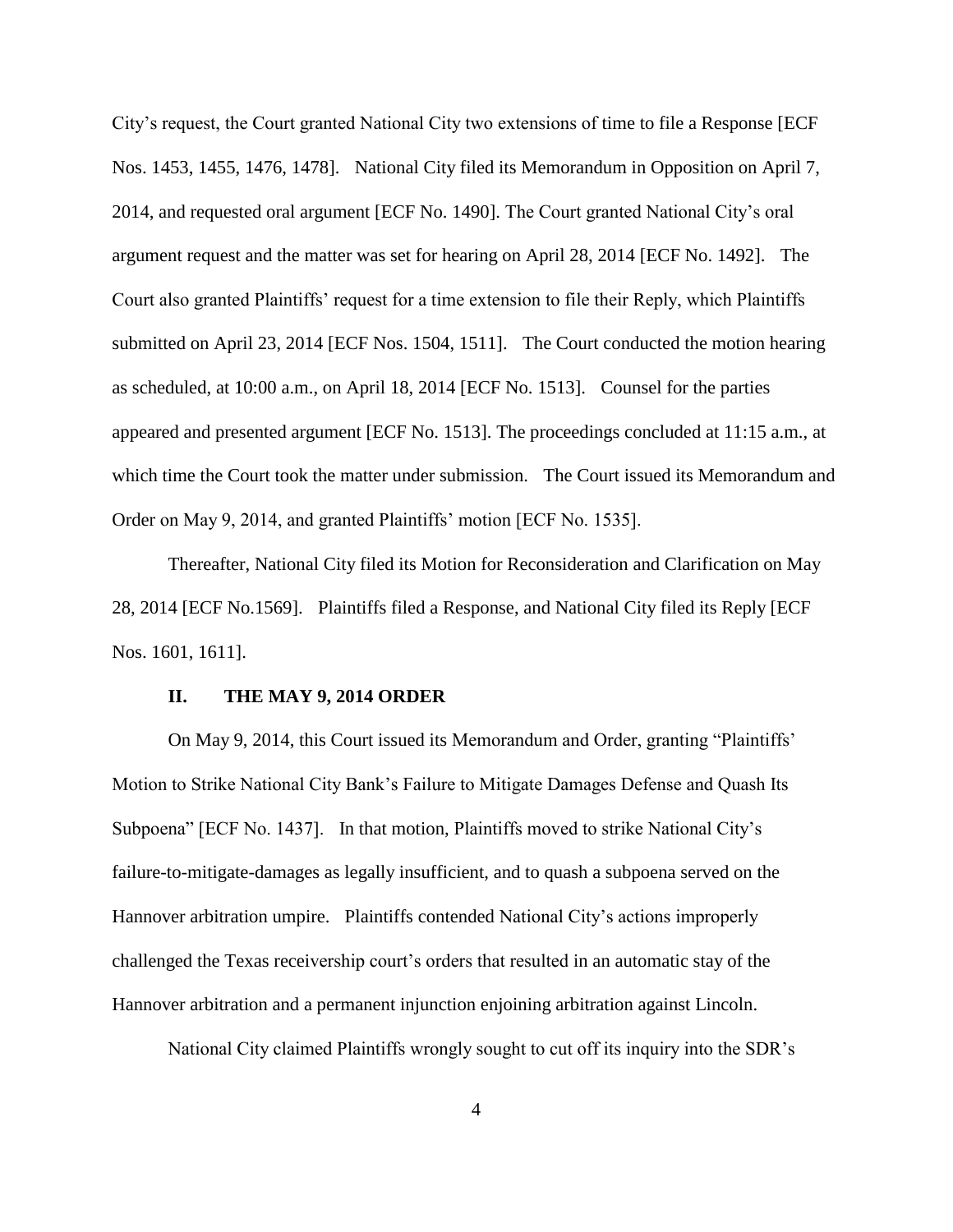City's request, the Court granted National City two extensions of time to file a Response [ECF Nos. 1453, 1455, 1476, 1478]. National City filed its Memorandum in Opposition on April 7, 2014, and requested oral argument [ECF No. 1490]. The Court granted National City's oral argument request and the matter was set for hearing on April 28, 2014 [ECF No. 1492]. The Court also granted Plaintiffs' request for a time extension to file their Reply, which Plaintiffs submitted on April 23, 2014 [ECF Nos. 1504, 1511]. The Court conducted the motion hearing as scheduled, at 10:00 a.m., on April 18, 2014 [ECF No. 1513]. Counsel for the parties appeared and presented argument [ECF No. 1513]. The proceedings concluded at 11:15 a.m., at which time the Court took the matter under submission. The Court issued its Memorandum and Order on May 9, 2014, and granted Plaintiffs' motion [ECF No. 1535].

Thereafter, National City filed its Motion for Reconsideration and Clarification on May 28, 2014 [ECF No.1569]. Plaintiffs filed a Response, and National City filed its Reply [ECF Nos. 1601, 1611].

## II. THE MAY 9, 2014 ORDER

On May 9, 2014, this Court issued its Memorandum and Order, granting "Plaintiffs' Motion to Strike National City Bank's Failure to Mitigate Damages Defense and Quash Its Subpoena" [ECF No. 1437]. In that motion, Plaintiffs moved to strike National City's failure-to-mitigate-damages as legally insufficient, and to quash a subpoena served on the Hannover arbitration umpire. Plaintiffs contended National City's actions improperly challenged the Texas receivership court's orders that resulted in an automatic stay of the Hannover arbitration and a permanent injunction enjoining arbitration against Lincoln.

National City claimed Plaintiffs wrongly sought to cut off its inquiry into the SDR's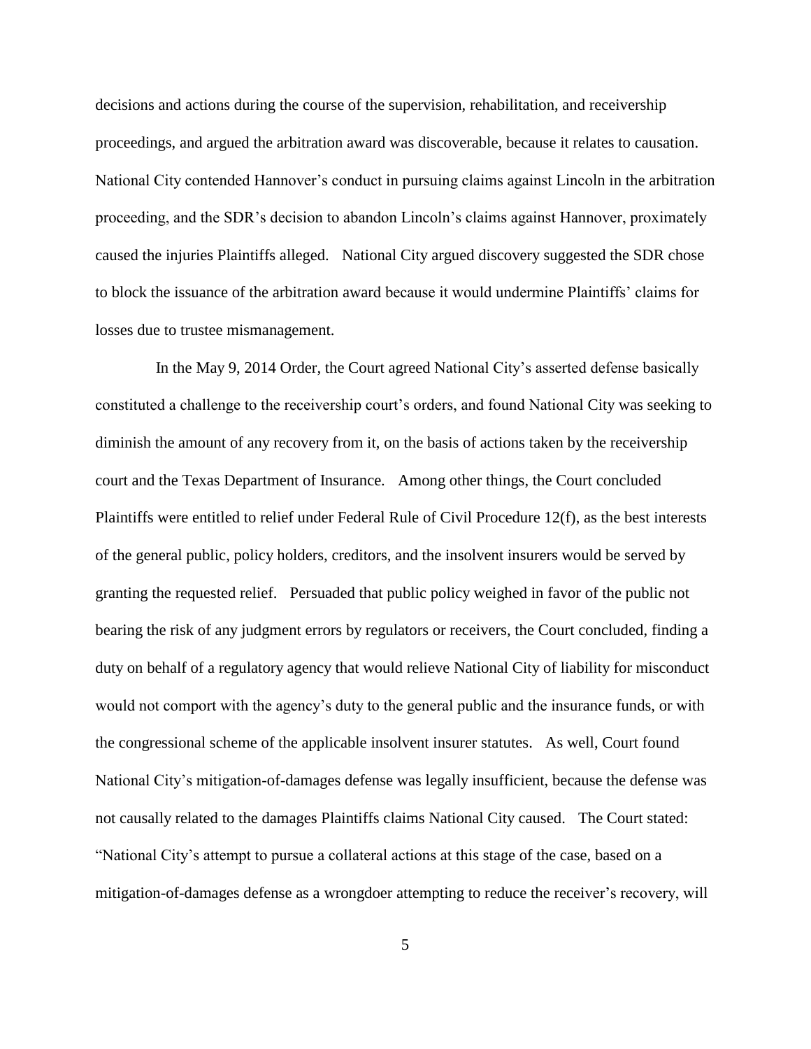decisions and actions during the course of the supervision, rehabilitation, and receivership proceedings, and argued the arbitration award was discoverable, because it relates to causation. National City contended Hannover's conduct in pursuing claims against Lincoln in the arbitration proceeding, and the SDR's decision to abandon Lincoln's claims against Hannover, proximately caused the injuries Plaintiffs alleged. National City argued discovery suggested the SDR chose to block the issuance of the arbitration award because it would undermine Plaintiffs' claims for losses due to trustee mismanagement.

In the May 9, 2014 Order, the Court agreed National City's asserted defense basically constituted a challenge to the receivership court's orders, and found National City was seeking to diminish the amount of any recovery from it, on the basis of actions taken by the receivership court and the Texas Department of Insurance. Among other things, the Court concluded Plaintiffs were entitled to relief under Federal Rule of Civil Procedure 12(f), as the best interests of the general public, policy holders, creditors, and the insolvent insurers would be served by granting the requested relief. Persuaded that public policy weighed in favor of the public not bearing the risk of any judgment errors by regulators or receivers, the Court concluded, finding a duty on behalf of a regulatory agency that would relieve National City of liability for misconduct would not comport with the agency's duty to the general public and the insurance funds, or with the congressional scheme of the applicable insolvent insurer statutes. As well, Court found National City's mitigation-of-damages defense was legally insufficient, because the defense was not causally related to the damages Plaintiffs claims National City caused. The Court stated: "National City's attempt to pursue a collateral actions at this stage of the case, based on a mitigation-of-damages defense as a wrongdoer attempting to reduce the receiver's recovery, will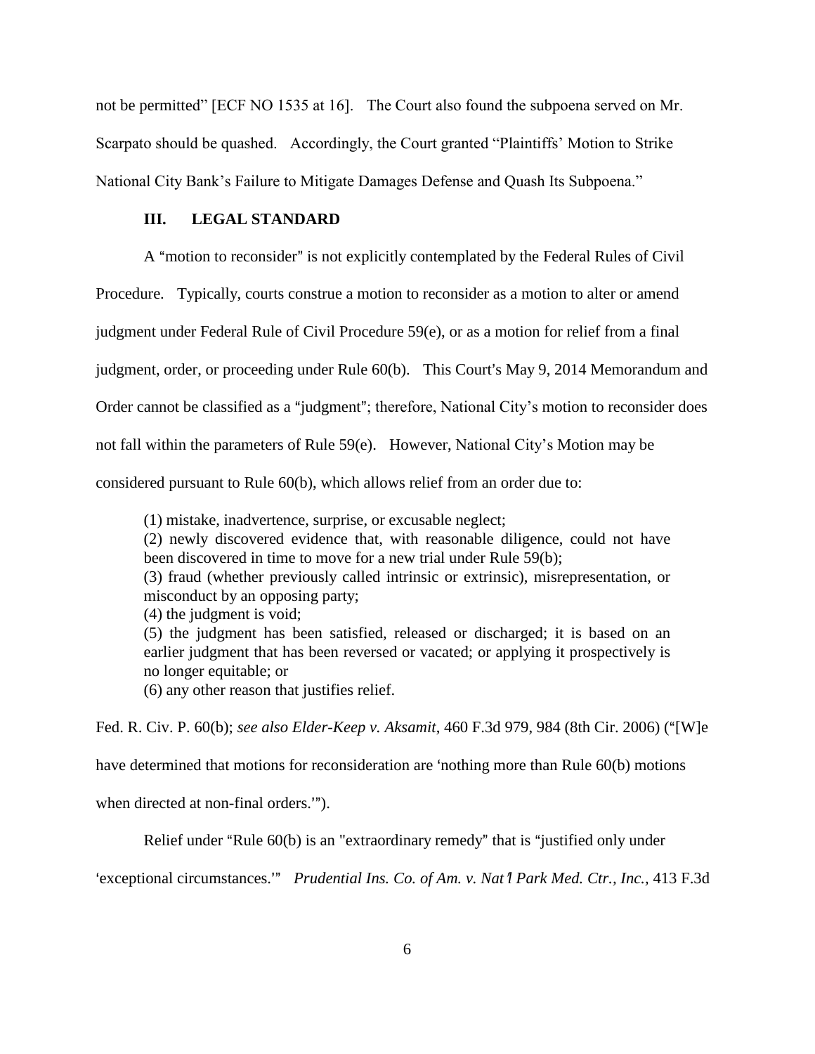not be permitted" [ECF NO 1535 at 16]. The Court also found the subpoena served on Mr. Scarpato should be quashed. Accordingly, the Court granted "Plaintiffs' Motion to Strike National City Bank's Failure to Mitigate Damages Defense and Quash Its Subpoena."

## III. LEGAL STANDARD

A "motion to reconsider" is not explicitly contemplated by the Federal Rules of Civil Procedure. Typically, courts construe a motion to reconsider as a motion to alter or amend judgment under Federal Rule of Civil Procedure 59(e), or as a motion for relief from a final judgment, order, or proceeding under Rule 60(b). This Court's May 9, 2014 Memorandum and Order cannot be classified as a "judgment"; therefore, National City's motion to reconsider does not fall within the parameters of Rule 59(e). However, National City's Motion may be considered pursuant to Rule 60(b), which allows relief from an order due to:

> (1) mistake, inadvertence, surprise, or excusable neglect;
> (2) newly discovered evidence that, with reasonable diligence, could not have been discovered in time to move for a new trial under Rule 59(b);
> (3) fraud (whether previously called intrinsic or extrinsic), misrepresentation, or misconduct by an opposing party;
> (4) the judgment is void;
> (5) the judgment has been satisfied, released or discharged; it is based on an earlier judgment that has been reversed or vacated; or applying it prospectively is no longer equitable; or
> (6) any other reason that justifies relief.

Fed. R. Civ. P. 60(b); *see also Elder-Keep v. Aksamit*, 460 F.3d 979, 984 (8th Cir. 2006) ("[W]e have determined that motions for reconsideration are 'nothing more than Rule 60(b) motions when directed at non-final orders.'").

Relief under "Rule 60(b) is an "extraordinary remedy" that is "justified only under 'exceptional circumstances.'" *Prudential Ins. Co. of Am. v. Nat'l Park Med. Ctr., Inc.*, 413 F.3d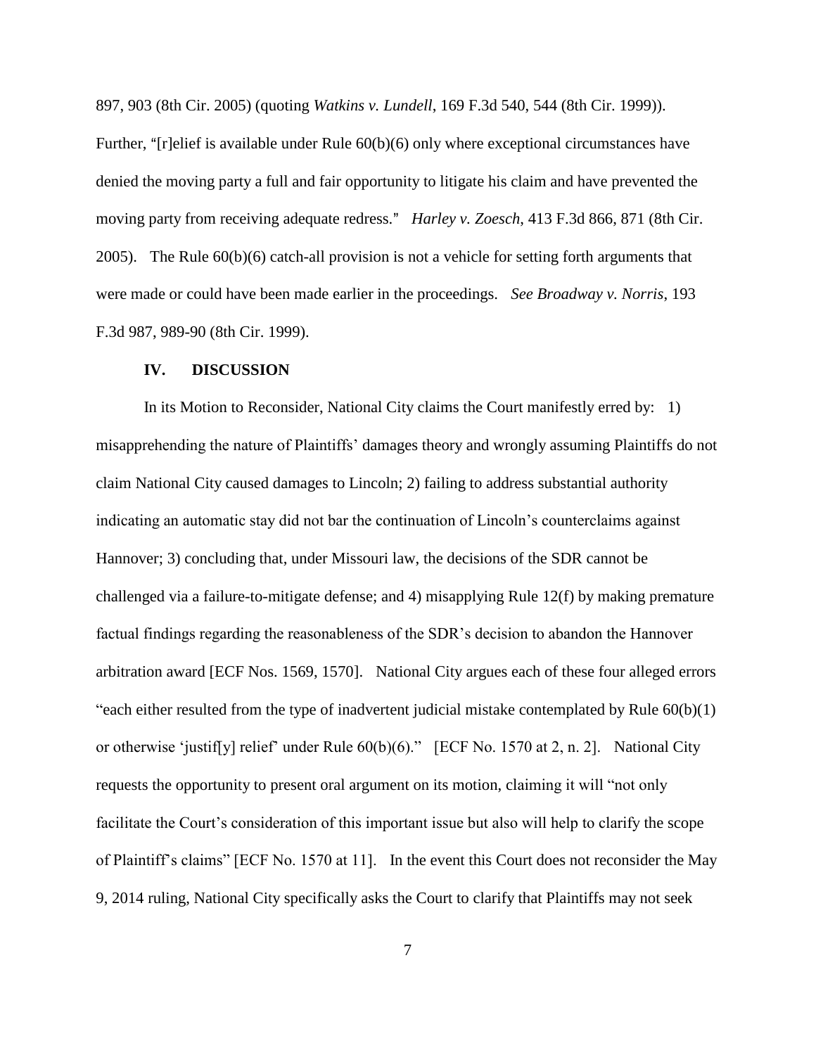897, 903 (8th Cir. 2005) (quoting *Watkins v. Lundell*, 169 F.3d 540, 544 (8th Cir. 1999)). Further, "[r]elief is available under Rule 60(b)(6) only where exceptional circumstances have denied the moving party a full and fair opportunity to litigate his claim and have prevented the moving party from receiving adequate redress." *Harley v. Zoesch*, 413 F.3d 866, 871 (8th Cir. 2005). The Rule 60(b)(6) catch-all provision is not a vehicle for setting forth arguments that were made or could have been made earlier in the proceedings. *See Broadway v. Norris*, 193 F.3d 987, 989-90 (8th Cir. 1999).

## IV. DISCUSSION

In its Motion to Reconsider, National City claims the Court manifestly erred by: 1) misapprehending the nature of Plaintiffs' damages theory and wrongly assuming Plaintiffs do not claim National City caused damages to Lincoln; 2) failing to address substantial authority indicating an automatic stay did not bar the continuation of Lincoln's counterclaims against Hannover; 3) concluding that, under Missouri law, the decisions of the SDR cannot be challenged via a failure-to-mitigate defense; and 4) misapplying Rule 12(f) by making premature factual findings regarding the reasonableness of the SDR's decision to abandon the Hannover arbitration award [ECF Nos. 1569, 1570]. National City argues each of these four alleged errors "each either resulted from the type of inadvertent judicial mistake contemplated by Rule 60(b)(1) or otherwise 'justif[y] relief' under Rule 60(b)(6)." [ECF No. 1570 at 2, n. 2]. National City requests the opportunity to present oral argument on its motion, claiming it will "not only facilitate the Court's consideration of this important issue but also will help to clarify the scope of Plaintiff's claims" [ECF No. 1570 at 11]. In the event this Court does not reconsider the May 9, 2014 ruling, National City specifically asks the Court to clarify that Plaintiffs may not seek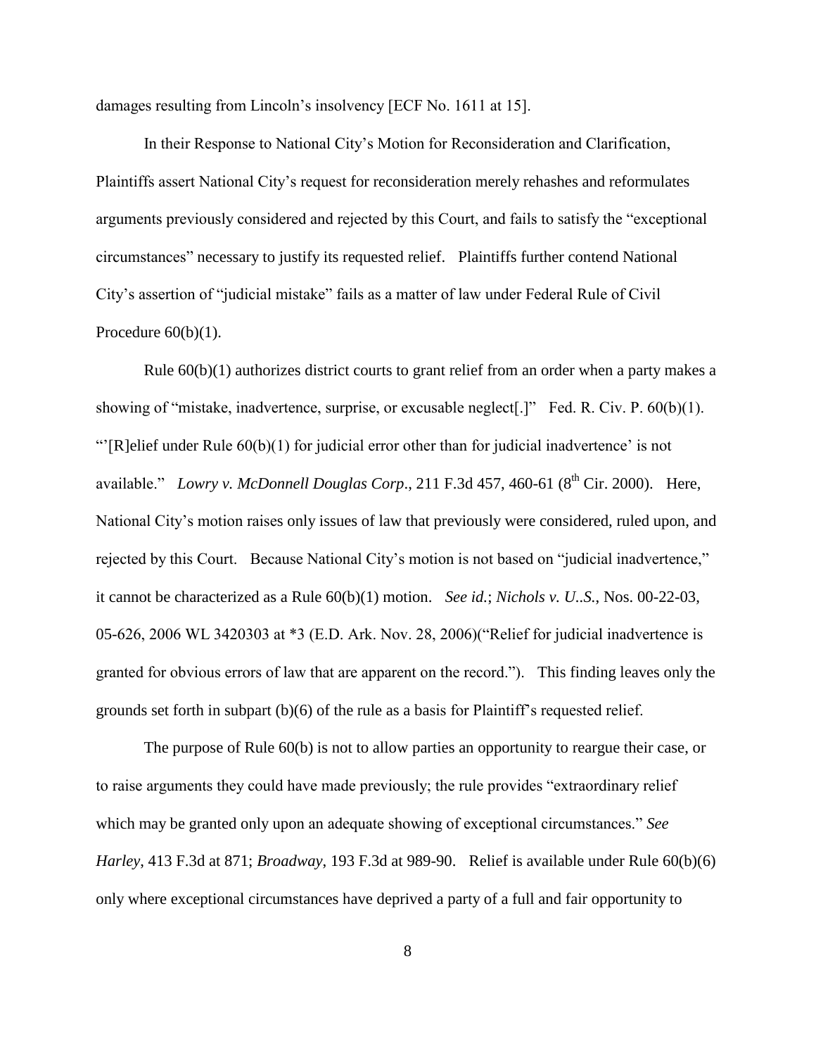damages resulting from Lincoln's insolvency [ECF No. 1611 at 15].

In their Response to National City's Motion for Reconsideration and Clarification, Plaintiffs assert National City's request for reconsideration merely rehashes and reformulates arguments previously considered and rejected by this Court, and fails to satisfy the "exceptional circumstances" necessary to justify its requested relief. Plaintiffs further contend National City's assertion of "judicial mistake" fails as a matter of law under Federal Rule of Civil Procedure 60(b)(1).

Rule 60(b)(1) authorizes district courts to grant relief from an order when a party makes a showing of "mistake, inadvertence, surprise, or excusable neglect[.]" Fed. R. Civ. P. 60(b)(1). "'[R]elief under Rule 60(b)(1) for judicial error other than for judicial inadvertence' is not available." *Lowry v. McDonnell Douglas Corp*., 211 F.3d 457, 460-61 (8th Cir. 2000). Here, National City's motion raises only issues of law that previously were considered, ruled upon, and rejected by this Court. Because National City's motion is not based on "judicial inadvertence," it cannot be characterized as a Rule 60(b)(1) motion. *See id.*; *Nichols v. U..S.*, Nos. 00-22-03, 05-626, 2006 WL 3420303 at *3 (E.D. Ark. Nov. 28, 2006)("Relief for judicial inadvertence is granted for obvious errors of law that are apparent on the record."). This finding leaves only the grounds set forth in subpart (b)(6) of the rule as a basis for Plaintiff's requested relief.

The purpose of Rule 60(b) is not to allow parties an opportunity to reargue their case, or to raise arguments they could have made previously; the rule provides "extraordinary relief which may be granted only upon an adequate showing of exceptional circumstances." *See Harley*, 413 F.3d at 871; *Broadway*, 193 F.3d at 989-90. Relief is available under Rule 60(b)(6) only where exceptional circumstances have deprived a party of a full and fair opportunity to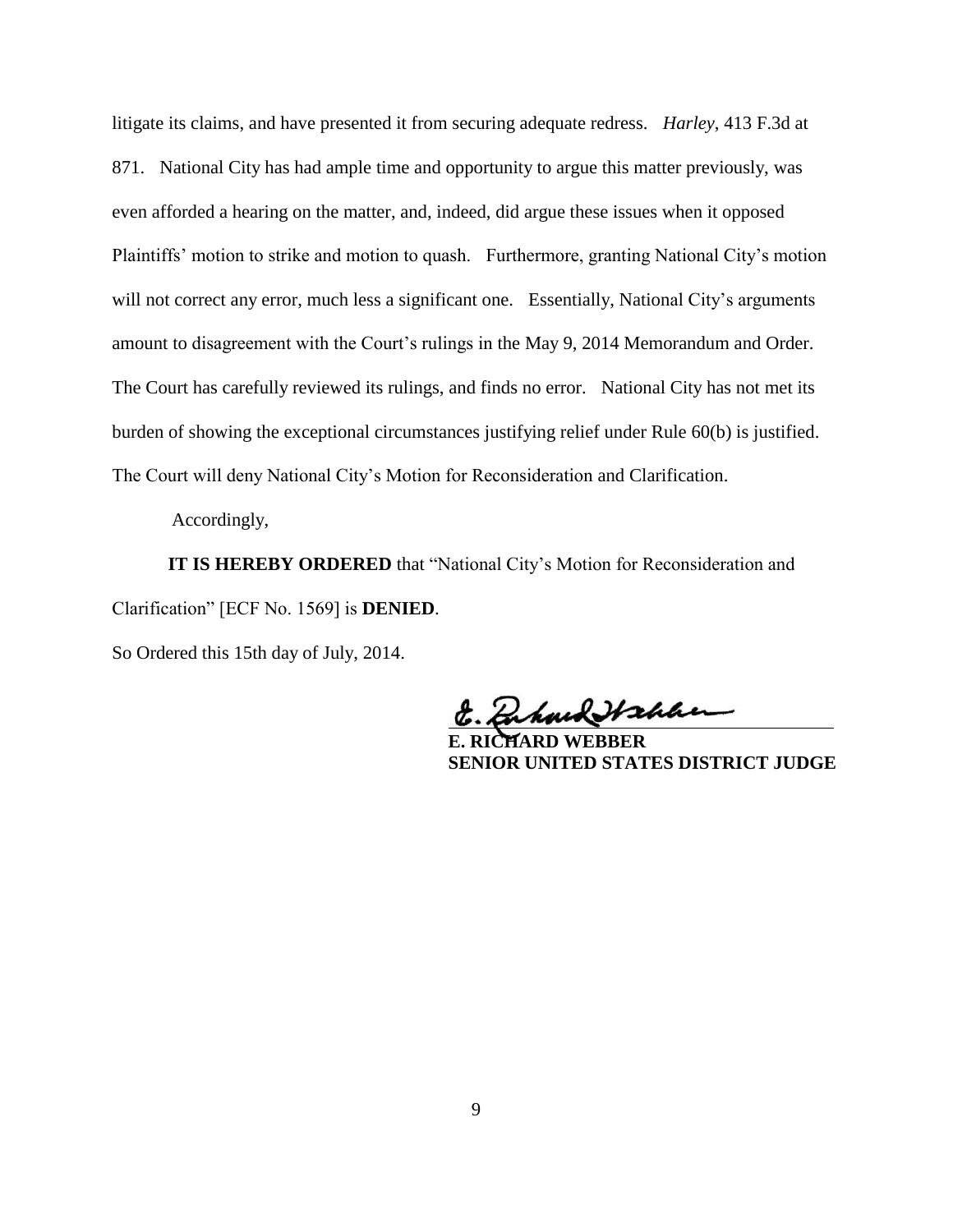litigate its claims, and have presented it from securing adequate redress. *Harley*, 413 F.3d at 871. National City has had ample time and opportunity to argue this matter previously, was even afforded a hearing on the matter, and, indeed, did argue these issues when it opposed Plaintiffs' motion to strike and motion to quash. Furthermore, granting National City's motion will not correct any error, much less a significant one. Essentially, National City's arguments amount to disagreement with the Court's rulings in the May 9, 2014 Memorandum and Order. The Court has carefully reviewed its rulings, and finds no error. National City has not met its burden of showing the exceptional circumstances justifying relief under Rule 60(b) is justified. The Court will deny National City's Motion for Reconsideration and Clarification.

Accordingly,

**IT IS HEREBY ORDERED** that "National City's Motion for Reconsideration and Clarification" [ECF No. 1569] is **DENIED**.

So Ordered this 15th day of July, 2014.

**E. RICHARD WEBBER**
**SENIOR UNITED STATES DISTRICT JUDGE**